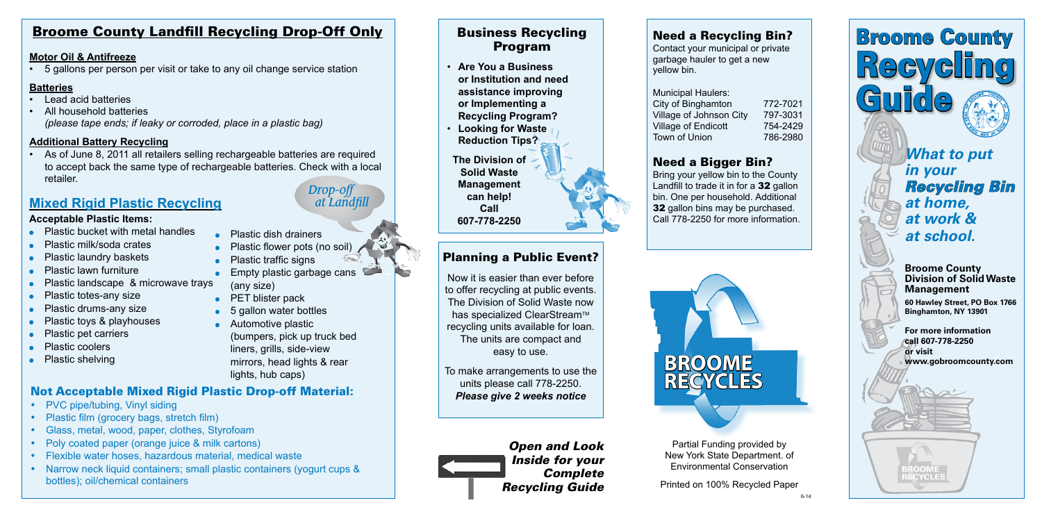## Broome County Landfill Recycling Drop-Off Only

**Motor Oil & Antifreeze**

- 5 gallons per person per visit or take to any oil change service station

**Batteries**

- Lead acid batteries
- All household batteries *(please tape ends; if leaky or corroded, place in a plastic bag)*

**Additional Battery Recycling**

- As of June 8, 2011 all retailers selling rechargeable batteries are required to accept back the same type of rechargeable batteries. Check with a local retailer.

## Mixed Rigid Plastic Recycling

*Drop-off at Landfill*

**Acceptable Plastic Items:**

- Plastic bucket with metal handles
- Plastic milk/soda crates
- Plastic laundry baskets
- Plastic lawn furniture
- Plastic landscape & microwave trays
- Plastic totes-any size
- Plastic drums-any size
- Plastic toys & playhouses
- Plastic pet carriers
- Plastic coolers
- Plastic shelving
- Plastic dish drainers
- Plastic flower pots (no soil)
- Plastic traffic signs
- Empty plastic garbage cans (any size)
- PET blister pack
- 5 gallon water bottles
- Automotive plastic (bumpers, pick up truck bed liners, grills, side-view mirrors, head lights & rear lights, hub caps)

### Not Acceptable Mixed Rigid Plastic Drop-off Material:

- PVC pipe/tubing, Vinyl siding
- Plastic film (grocery bags, stretch film)
- Glass, metal, wood, paper, clothes, Styrofoam
- Poly coated paper (orange juice & milk cartons)
- Flexible water hoses, hazardous material, medical waste
- Narrow neck liquid containers; small plastic containers (yogurt cups & bottles); oil/chemical containers

## Business Recycling Program

- **Are You a Business or Institution and need assistance improving or Implementing a Recycling Program?**
- **Looking for Waste Reduction Tips?**

**The Division of Solid Waste Management can help! Call 607-778-2250**

## Planning a Public Event?

Now it is easier than ever before to offer recycling at public events. The Division of Solid Waste now has specialized ClearStream™ recycling units available for loan. The units are compact and easy to use.

To make arrangements to use the units please call 778-2250. ***Please give 2 weeks notice***

***Open and Look Inside for your Complete Recycling Guide***

## Need a Recycling Bin?

Contact your municipal or private garbage hauler to get a new yellow bin.

| Municipal Haulers: | |
|---|---|
| City of Binghamton | 772-7021 |
| Village of Johnson City | 797-3031 |
| Village of Endicott | 754-2429 |
| Town of Union | 786-2980 |

## Need a Bigger Bin?

Bring your yellow bin to the County Landfill to trade it in for a **32** gallon bin. One per household. Additional **32** gallon bins may be purchased. Call 778-2250 for more information.

BROOME RECYCLES

Partial Funding provided by New York State Department. of Environmental Conservation

Printed on 100% Recycled Paper

6-14

# Broome County Recycling Guide

***What to put in your Recycling Bin at home, at work & at school.***

**Broome County Division of Solid Waste Management**

**60 Hawley Street, PO Box 1766 Binghamton, NY 13901**

**For more information call 607-778-2250 or visit www.gobroomcounty.com**

BROOME RECYCLES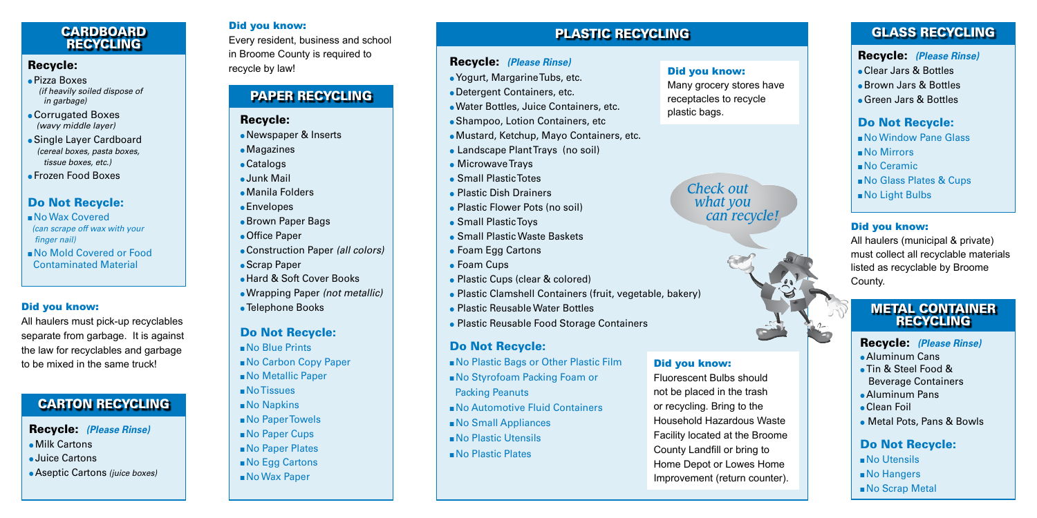## CARDBOARD RECYCLING

### Recycle:

- Pizza Boxes *(if heavily soiled dispose of in garbage)*
- Corrugated Boxes *(wavy middle layer)*
- Single Layer Cardboard *(cereal boxes, pasta boxes, tissue boxes, etc.)*
- Frozen Food Boxes

### Do Not Recycle:

- No Wax Covered *(can scrape off wax with your finger nail)*
- No Mold Covered or Food Contaminated Material

### Did you know:

All haulers must pick-up recyclables separate from garbage. It is against the law for recyclables and garbage to be mixed in the same truck!

## CARTON RECYCLING

### Recycle: *(Please Rinse)*

- Milk Cartons
- Juice Cartons
- Aseptic Cartons *(juice boxes)*

### Did you know:

Every resident, business and school in Broome County is required to recycle by law!

## PAPER RECYCLING

### Recycle:

- Newspaper & Inserts
- Magazines
- Catalogs
- Junk Mail
- Manila Folders
- Envelopes
- Brown Paper Bags
- Office Paper
- Construction Paper *(all colors)*
- Scrap Paper
- Hard & Soft Cover Books
- Wrapping Paper *(not metallic)*
- Telephone Books

### Do Not Recycle:

- No Blue Prints
- No Carbon Copy Paper
- No Metallic Paper
- No Tissues
- No Napkins
- No Paper Towels
- No Paper Cups
- No Paper Plates
- No Egg Cartons
- No Wax Paper

## PLASTIC RECYCLING

### Recycle: *(Please Rinse)*

- Yogurt, Margarine Tubs, etc.
- Detergent Containers, etc.
- Water Bottles, Juice Containers, etc.
- Shampoo, Lotion Containers, etc
- Mustard, Ketchup, Mayo Containers, etc.
- Landscape Plant Trays (no soil)
- Microwave Trays
- Small Plastic Totes
- Plastic Dish Drainers
- Plastic Flower Pots (no soil)
- Small Plastic Toys
- Small Plastic Waste Baskets
- Foam Egg Cartons
- Foam Cups
- Plastic Cups (clear & colored)
- Plastic Clamshell Containers (fruit, vegetable, bakery)
- Plastic Reusable Water Bottles
- Plastic Reusable Food Storage Containers

### Did you know:

Many grocery stores have receptacles to recycle plastic bags.

*Check out what you can recycle!*

### Do Not Recycle:

- No Plastic Bags or Other Plastic Film
- No Styrofoam Packing Foam or Packing Peanuts
- No Automotive Fluid Containers
- No Small Appliances
- No Plastic Utensils
- No Plastic Plates

### Did you know:

Fluorescent Bulbs should not be placed in the trash or recycling. Bring to the Household Hazardous Waste Facility located at the Broome County Landfill or bring to Home Depot or Lowes Home Improvement (return counter).

## GLASS RECYCLING

### Recycle: *(Please Rinse)*

- Clear Jars & Bottles
- Brown Jars & Bottles
- Green Jars & Bottles

### Do Not Recycle:

- No Window Pane Glass
- No Mirrors
- No Ceramic
- No Glass Plates & Cups
- No Light Bulbs

### Did you know:

All haulers (municipal & private) must collect all recyclable materials listed as recyclable by Broome County.

## METAL CONTAINER RECYCLING

### Recycle: *(Please Rinse)*

- Aluminum Cans
- Tin & Steel Food & Beverage Containers
- Aluminum Pans
- Clean Foil
- Metal Pots, Pans & Bowls

### Do Not Recycle:

- No Utensils
- No Hangers
- No Scrap Metal